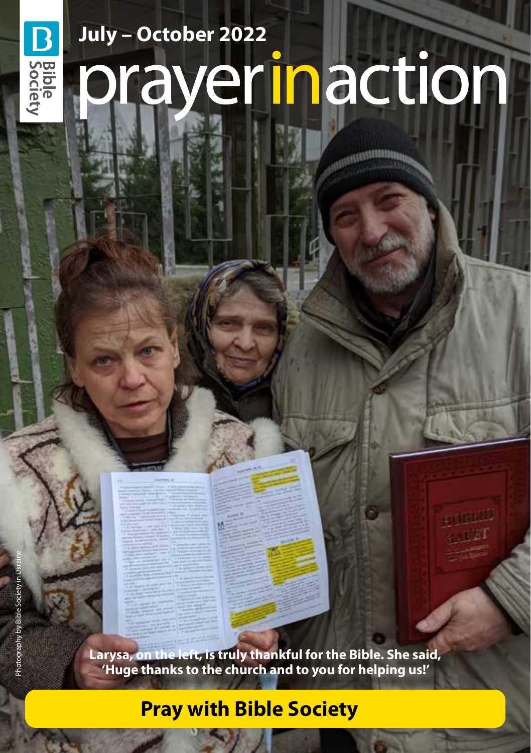Bible Society

July – October 2022

# prayer in action

Larysa, on the left, is truly thankful for the Bible. She said, 'Huge thanks to the church and to you for helping us!'

Photography by Bible Society in Ukraine

## Pray with Bible Society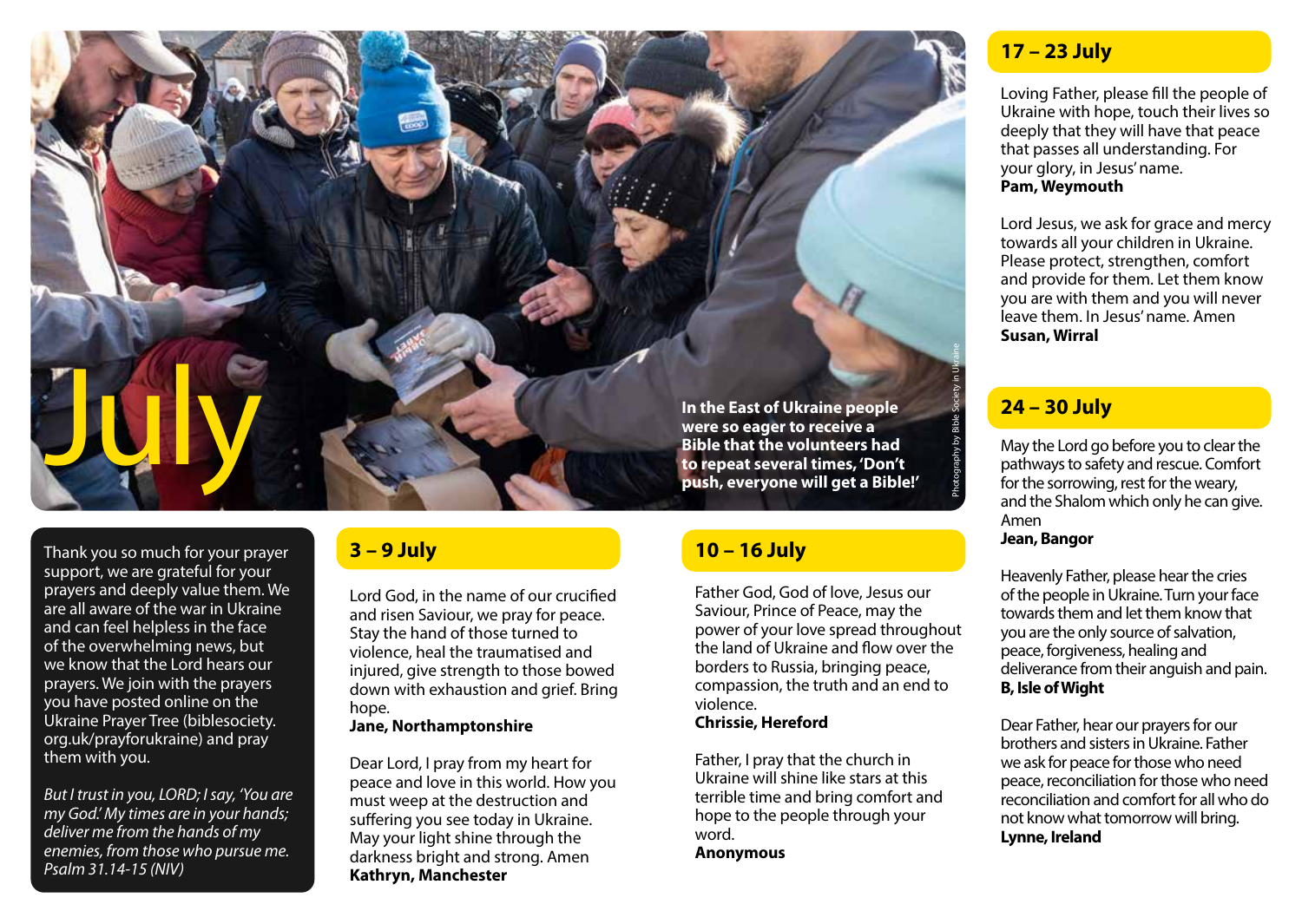# July

**In the East of Ukraine people were so eager to receive a Bible that the volunteers had to repeat several times, 'Don't push, everyone will get a Bible!'**

Photography by Bible Society in Ukraine

Thank you so much for your prayer support, we are grateful for your prayers and deeply value them. We are all aware of the war in Ukraine and can feel helpless in the face of the overwhelming news, but we know that the Lord hears our prayers. We join with the prayers you have posted online on the Ukraine Prayer Tree (biblesociety.org.uk/prayforukraine) and pray them with you.

*But I trust in you, LORD; I say, 'You are my God.' My times are in your hands; deliver me from the hands of my enemies, from those who pursue me. Psalm 31.14-15 (NIV)*

## 3 – 9 July

Lord God, in the name of our crucified and risen Saviour, we pray for peace. Stay the hand of those turned to violence, heal the traumatised and injured, give strength to those bowed down with exhaustion and grief. Bring hope.
**Jane, Northamptonshire**

Dear Lord, I pray from my heart for peace and love in this world. How you must weep at the destruction and suffering you see today in Ukraine. May your light shine through the darkness bright and strong. Amen
**Kathryn, Manchester**

## 10 – 16 July

Father God, God of love, Jesus our Saviour, Prince of Peace, may the power of your love spread throughout the land of Ukraine and flow over the borders to Russia, bringing peace, compassion, the truth and an end to violence.
**Chrissie, Hereford**

Father, I pray that the church in Ukraine will shine like stars at this terrible time and bring comfort and hope to the people through your word.
**Anonymous**

## 17 – 23 July

Loving Father, please fill the people of Ukraine with hope, touch their lives so deeply that they will have that peace that passes all understanding. For your glory, in Jesus' name.
**Pam, Weymouth**

Lord Jesus, we ask for grace and mercy towards all your children in Ukraine. Please protect, strengthen, comfort and provide for them. Let them know you are with them and you will never leave them. In Jesus' name. Amen
**Susan, Wirral**

## 24 – 30 July

May the Lord go before you to clear the pathways to safety and rescue. Comfort for the sorrowing, rest for the weary, and the Shalom which only he can give. Amen
**Jean, Bangor**

Heavenly Father, please hear the cries of the people in Ukraine. Turn your face towards them and let them know that you are the only source of salvation, peace, forgiveness, healing and deliverance from their anguish and pain.
**B, Isle of Wight**

Dear Father, hear our prayers for our brothers and sisters in Ukraine. Father we ask for peace for those who need peace, reconciliation for those who need reconciliation and comfort for all who do not know what tomorrow will bring.
**Lynne, Ireland**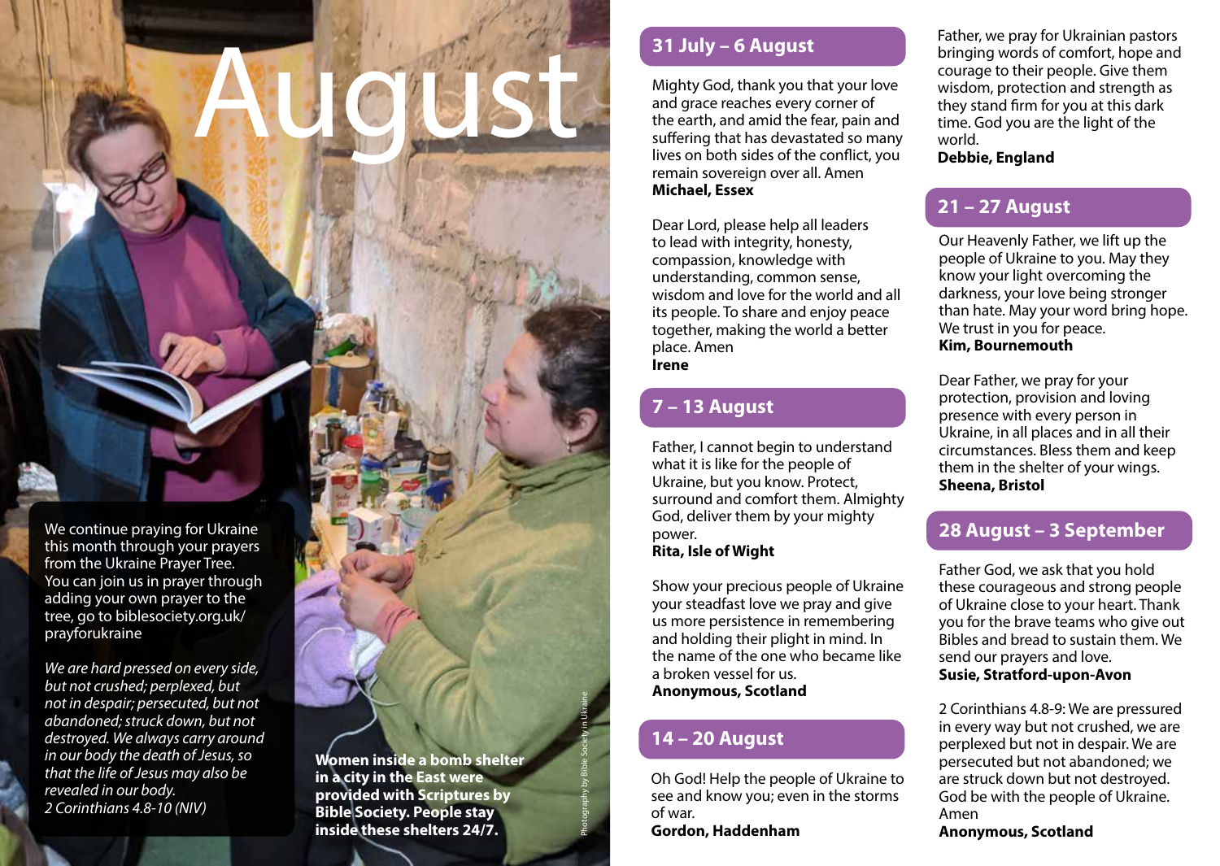# August

We continue praying for Ukraine this month through your prayers from the Ukraine Prayer Tree. You can join us in prayer through adding your own prayer to the tree, go to biblesociety.org.uk/prayforukraine

*We are hard pressed on every side, but not crushed; perplexed, but not in despair; persecuted, but not abandoned; struck down, but not destroyed. We always carry around in our body the death of Jesus, so that the life of Jesus may also be revealed in our body.*
*2 Corinthians 4.8-10 (NIV)*

**Women inside a bomb shelter in a city in the East were provided with Scriptures by Bible Society. People stay inside these shelters 24/7.**

Photography by Bible Society in Ukraine

## 31 July – 6 August

Mighty God, thank you that your love and grace reaches every corner of the earth, and amid the fear, pain and suffering that has devastated so many lives on both sides of the conflict, you remain sovereign over all. Amen
**Michael, Essex**

Dear Lord, please help all leaders to lead with integrity, honesty, compassion, knowledge with understanding, common sense, wisdom and love for the world and all its people. To share and enjoy peace together, making the world a better place. Amen
**Irene**

## 7 – 13 August

Father, I cannot begin to understand what it is like for the people of Ukraine, but you know. Protect, surround and comfort them. Almighty God, deliver them by your mighty power.
**Rita, Isle of Wight**

Show your precious people of Ukraine your steadfast love we pray and give us more persistence in remembering and holding their plight in mind. In the name of the one who became like a broken vessel for us.
**Anonymous, Scotland**

## 14 – 20 August

Oh God! Help the people of Ukraine to see and know you; even in the storms of war.
**Gordon, Haddenham**

Father, we pray for Ukrainian pastors bringing words of comfort, hope and courage to their people. Give them wisdom, protection and strength as they stand firm for you at this dark time. God you are the light of the world.
**Debbie, England**

## 21 – 27 August

Our Heavenly Father, we lift up the people of Ukraine to you. May they know your light overcoming the darkness, your love being stronger than hate. May your word bring hope. We trust in you for peace.
**Kim, Bournemouth**

Dear Father, we pray for your protection, provision and loving presence with every person in Ukraine, in all places and in all their circumstances. Bless them and keep them in the shelter of your wings.
**Sheena, Bristol**

## 28 August – 3 September

Father God, we ask that you hold these courageous and strong people of Ukraine close to your heart. Thank you for the brave teams who give out Bibles and bread to sustain them. We send our prayers and love.
**Susie, Stratford-upon-Avon**

2 Corinthians 4.8-9: We are pressured in every way but not crushed, we are perplexed but not in despair. We are persecuted but not abandoned; we are struck down but not destroyed. God be with the people of Ukraine. Amen
**Anonymous, Scotland**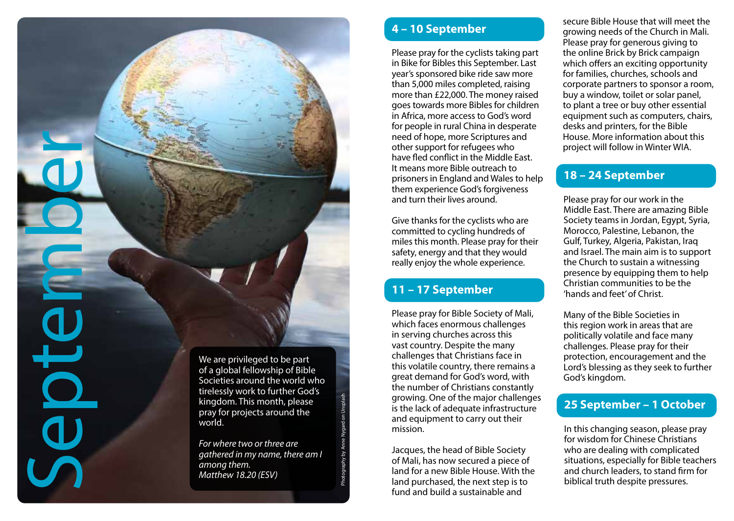# September

We are privileged to be part of a global fellowship of Bible Societies around the world who tirelessly work to further God's kingdom. This month, please pray for projects around the world.

*For where two or three are gathered in my name, there am I among them.*
*Matthew 18.20 (ESV)*

Photography by Anne Nygard on Unsplash

## 4 – 10 September

Please pray for the cyclists taking part in Bike for Bibles this September. Last year's sponsored bike ride saw more than 5,000 miles completed, raising more than £22,000. The money raised goes towards more Bibles for children in Africa, more access to God's word for people in rural China in desperate need of hope, more Scriptures and other support for refugees who have fled conflict in the Middle East. It means more Bible outreach to prisoners in England and Wales to help them experience God's forgiveness and turn their lives around.

Give thanks for the cyclists who are committed to cycling hundreds of miles this month. Please pray for their safety, energy and that they would really enjoy the whole experience.

## 11 – 17 September

Please pray for Bible Society of Mali, which faces enormous challenges in serving churches across this vast country. Despite the many challenges that Christians face in this volatile country, there remains a great demand for God's word, with the number of Christians constantly growing. One of the major challenges is the lack of adequate infrastructure and equipment to carry out their mission.

Jacques, the head of Bible Society of Mali, has now secured a piece of land for a new Bible House. With the land purchased, the next step is to fund and build a sustainable and secure Bible House that will meet the growing needs of the Church in Mali. Please pray for generous giving to the online Brick by Brick campaign which offers an exciting opportunity for families, churches, schools and corporate partners to sponsor a room, buy a window, toilet or solar panel, to plant a tree or buy other essential equipment such as computers, chairs, desks and printers, for the Bible House. More information about this project will follow in Winter WIA.

## 18 – 24 September

Please pray for our work in the Middle East. There are amazing Bible Society teams in Jordan, Egypt, Syria, Morocco, Palestine, Lebanon, the Gulf, Turkey, Algeria, Pakistan, Iraq and Israel. The main aim is to support the Church to sustain a witnessing presence by equipping them to help Christian communities to be the 'hands and feet' of Christ.

Many of the Bible Societies in this region work in areas that are politically volatile and face many challenges. Please pray for their protection, encouragement and the Lord's blessing as they seek to further God's kingdom.

## 25 September – 1 October

In this changing season, please pray for wisdom for Chinese Christians who are dealing with complicated situations, especially for Bible teachers and church leaders, to stand firm for biblical truth despite pressures.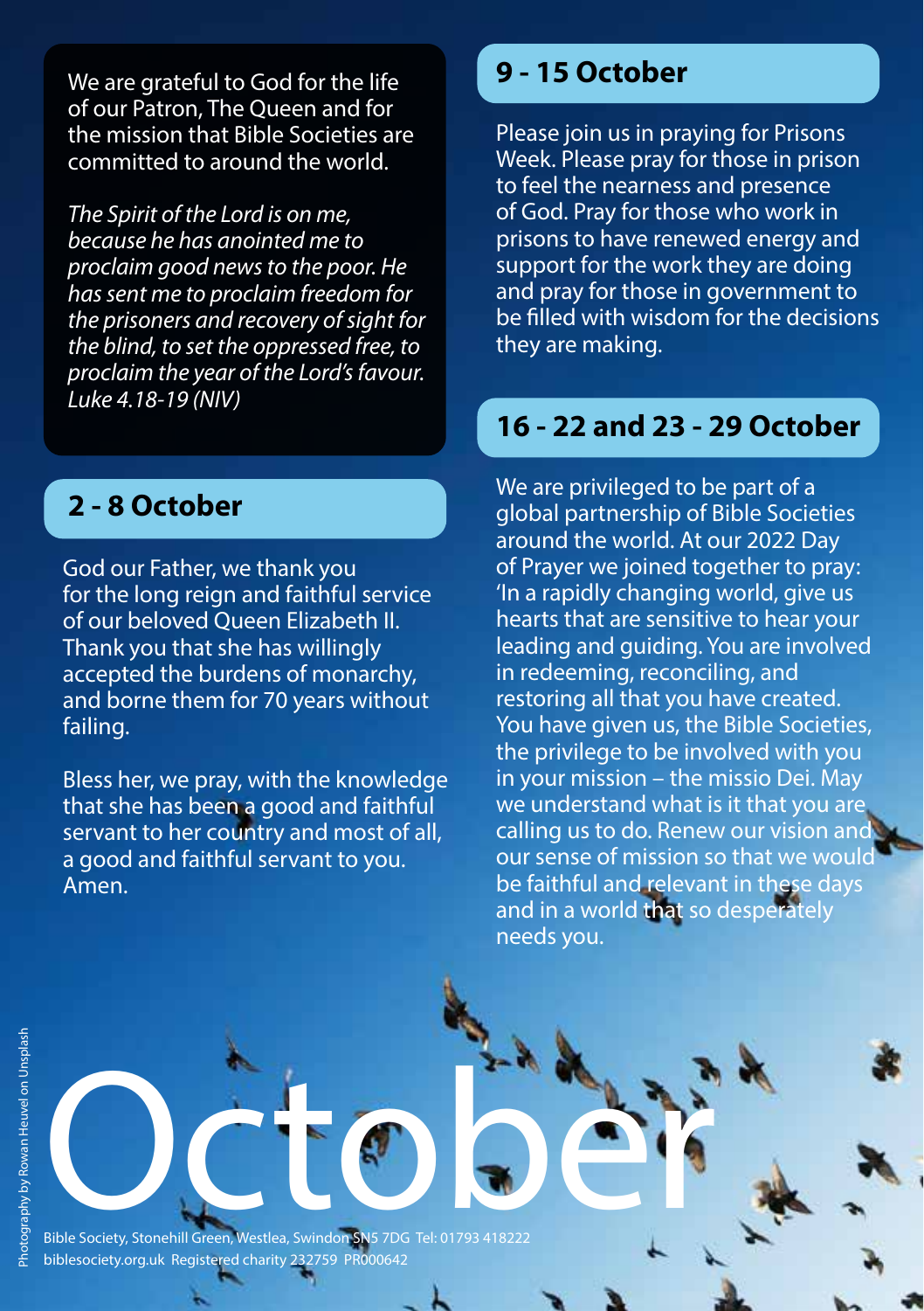We are grateful to God for the life of our Patron, The Queen and for the mission that Bible Societies are committed to around the world.

*The Spirit of the Lord is on me, because he has anointed me to proclaim good news to the poor. He has sent me to proclaim freedom for the prisoners and recovery of sight for the blind, to set the oppressed free, to proclaim the year of the Lord's favour. Luke 4.18-19 (NIV)*

## 2 - 8 October

God our Father, we thank you for the long reign and faithful service of our beloved Queen Elizabeth II. Thank you that she has willingly accepted the burdens of monarchy, and borne them for 70 years without failing.

Bless her, we pray, with the knowledge that she has been a good and faithful servant to her country and most of all, a good and faithful servant to you. Amen.

## 9 - 15 October

Please join us in praying for Prisons Week. Please pray for those in prison to feel the nearness and presence of God. Pray for those who work in prisons to have renewed energy and support for the work they are doing and pray for those in government to be filled with wisdom for the decisions they are making.

## 16 - 22 and 23 - 29 October

We are privileged to be part of a global partnership of Bible Societies around the world. At our 2022 Day of Prayer we joined together to pray: 'In a rapidly changing world, give us hearts that are sensitive to hear your leading and guiding. You are involved in redeeming, reconciling, and restoring all that you have created. You have given us, the Bible Societies, the privilege to be involved with you in your mission – the missio Dei. May we understand what is it that you are calling us to do. Renew our vision and our sense of mission so that we would be faithful and relevant in these days and in a world that so desperately needs you.

# October

Bible Society, Stonehill Green, Westlea, Swindon SN5 7DG Tel: 01793 418222
biblesociety.org.uk Registered charity 232759 PR000642

Photography by Rowan Heuvel on Unsplash